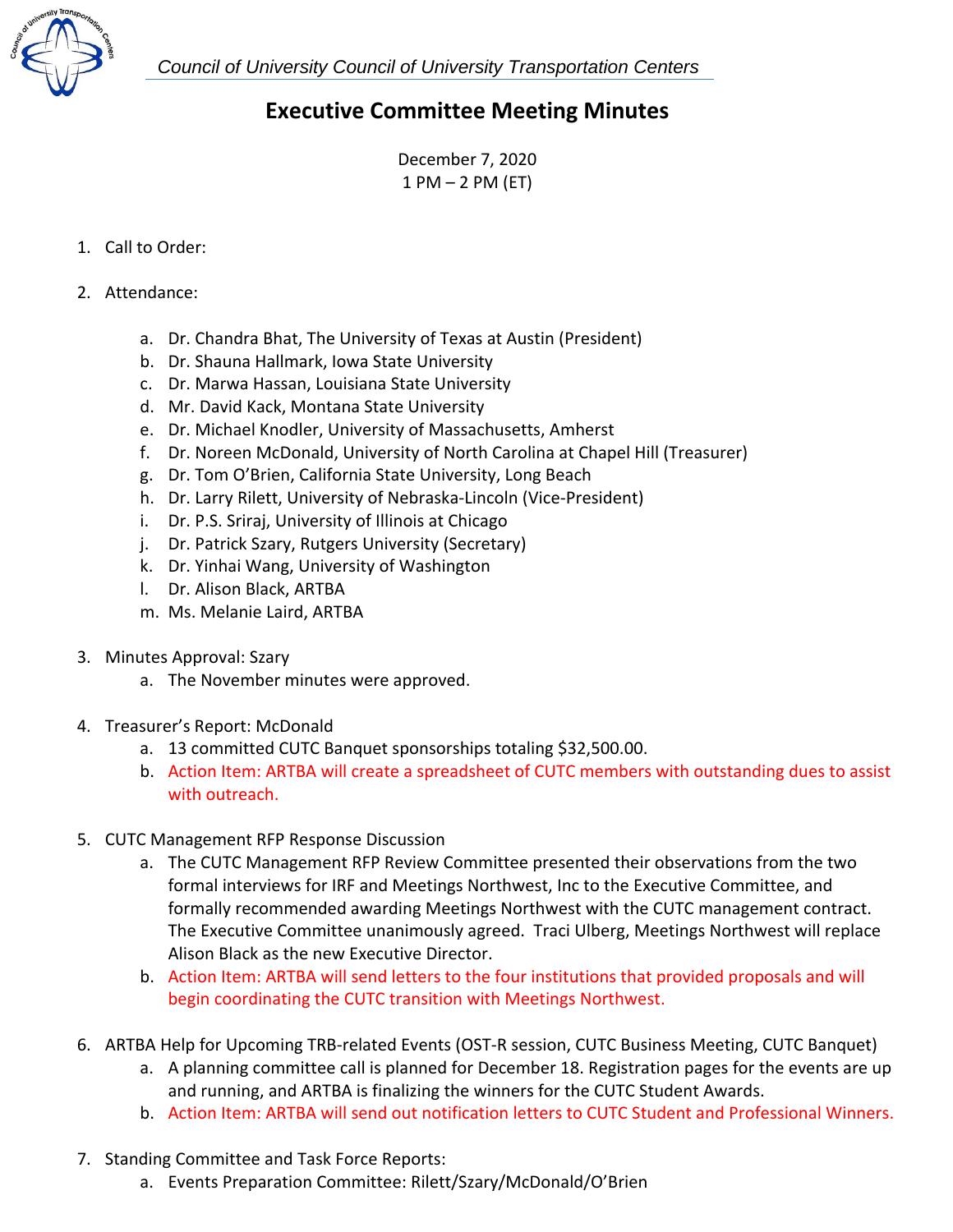*Council of University Council of University Transportation Centers*

# Executive Committee Meeting Minutes

December 7, 2020
1 PM – 2 PM (ET)

1. Call to Order:

2. Attendance:

    a. Dr. Chandra Bhat, The University of Texas at Austin (President)
    b. Dr. Shauna Hallmark, Iowa State University
    c. Dr. Marwa Hassan, Louisiana State University
    d. Mr. David Kack, Montana State University
    e. Dr. Michael Knodler, University of Massachusetts, Amherst
    f. Dr. Noreen McDonald, University of North Carolina at Chapel Hill (Treasurer)
    g. Dr. Tom O'Brien, California State University, Long Beach
    h. Dr. Larry Rilett, University of Nebraska-Lincoln (Vice-President)
    i. Dr. P.S. Sriraj, University of Illinois at Chicago
    j. Dr. Patrick Szary, Rutgers University (Secretary)
    k. Dr. Yinhai Wang, University of Washington
    l. Dr. Alison Black, ARTBA
    m. Ms. Melanie Laird, ARTBA

3. Minutes Approval: Szary
    a. The November minutes were approved.

4. Treasurer's Report: McDonald
    a. 13 committed CUTC Banquet sponsorships totaling $32,500.00.
    b. Action Item: ARTBA will create a spreadsheet of CUTC members with outstanding dues to assist with outreach.

5. CUTC Management RFP Response Discussion
    a. The CUTC Management RFP Review Committee presented their observations from the two formal interviews for IRF and Meetings Northwest, Inc to the Executive Committee, and formally recommended awarding Meetings Northwest with the CUTC management contract. The Executive Committee unanimously agreed. Traci Ulberg, Meetings Northwest will replace Alison Black as the new Executive Director.
    b. Action Item: ARTBA will send letters to the four institutions that provided proposals and will begin coordinating the CUTC transition with Meetings Northwest.

6. ARTBA Help for Upcoming TRB-related Events (OST-R session, CUTC Business Meeting, CUTC Banquet)
    a. A planning committee call is planned for December 18. Registration pages for the events are up and running, and ARTBA is finalizing the winners for the CUTC Student Awards.
    b. Action Item: ARTBA will send out notification letters to CUTC Student and Professional Winners.

7. Standing Committee and Task Force Reports:
    a. Events Preparation Committee: Rilett/Szary/McDonald/O'Brien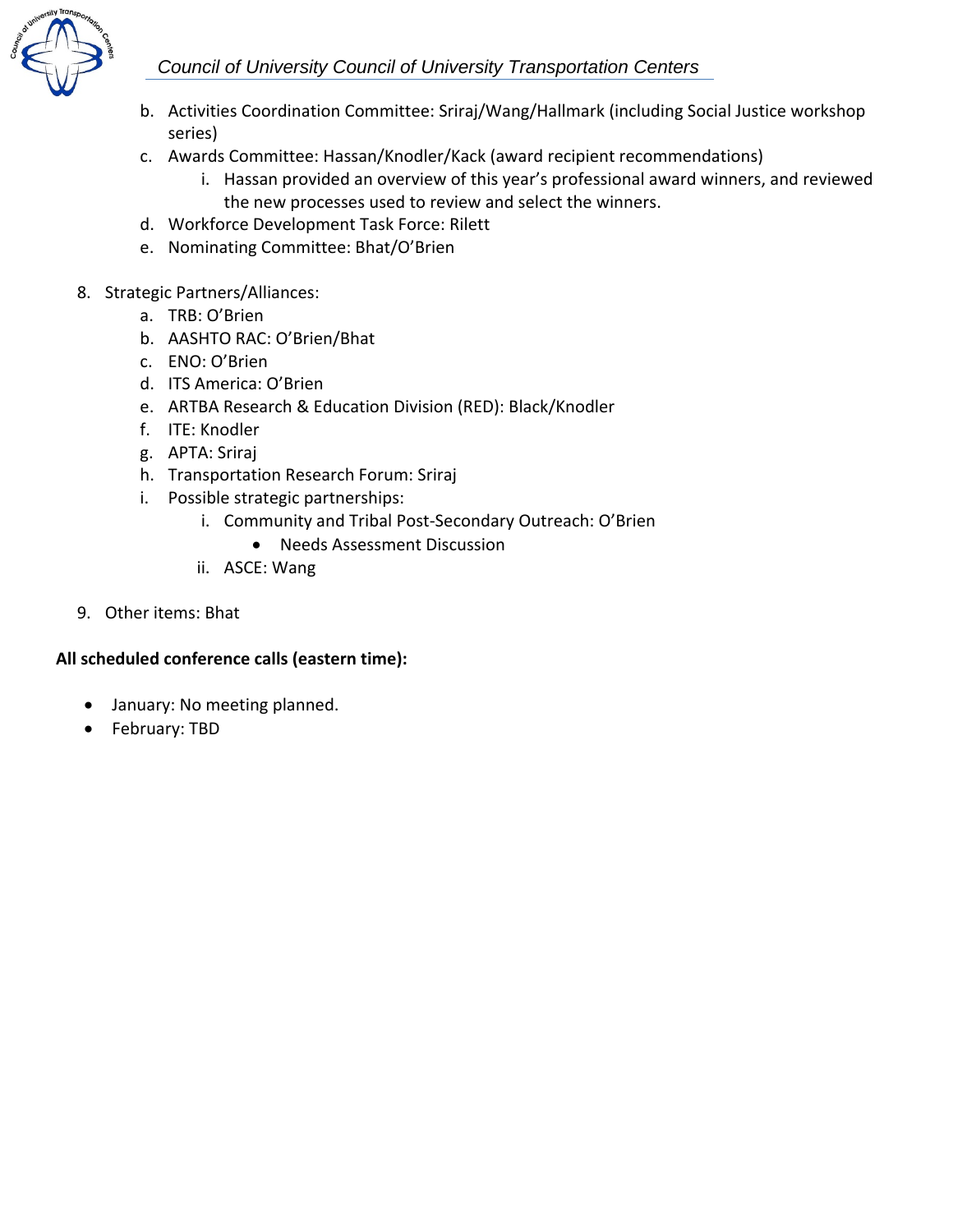b. Activities Coordination Committee: Sriraj/Wang/Hallmark (including Social Justice workshop series)
c. Awards Committee: Hassan/Knodler/Kack (award recipient recommendations)
    i. Hassan provided an overview of this year's professional award winners, and reviewed the new processes used to review and select the winners.
d. Workforce Development Task Force: Rilett
e. Nominating Committee: Bhat/O'Brien

8. Strategic Partners/Alliances:
    a. TRB: O'Brien
    b. AASHTO RAC: O'Brien/Bhat
    c. ENO: O'Brien
    d. ITS America: O'Brien
    e. ARTBA Research & Education Division (RED): Black/Knodler
    f. ITE: Knodler
    g. APTA: Sriraj
    h. Transportation Research Forum: Sriraj
    i. Possible strategic partnerships:
        i. Community and Tribal Post-Secondary Outreach: O'Brien
            - Needs Assessment Discussion
        ii. ASCE: Wang

9. Other items: Bhat

**All scheduled conference calls (eastern time):**

- January: No meeting planned.
- February: TBD